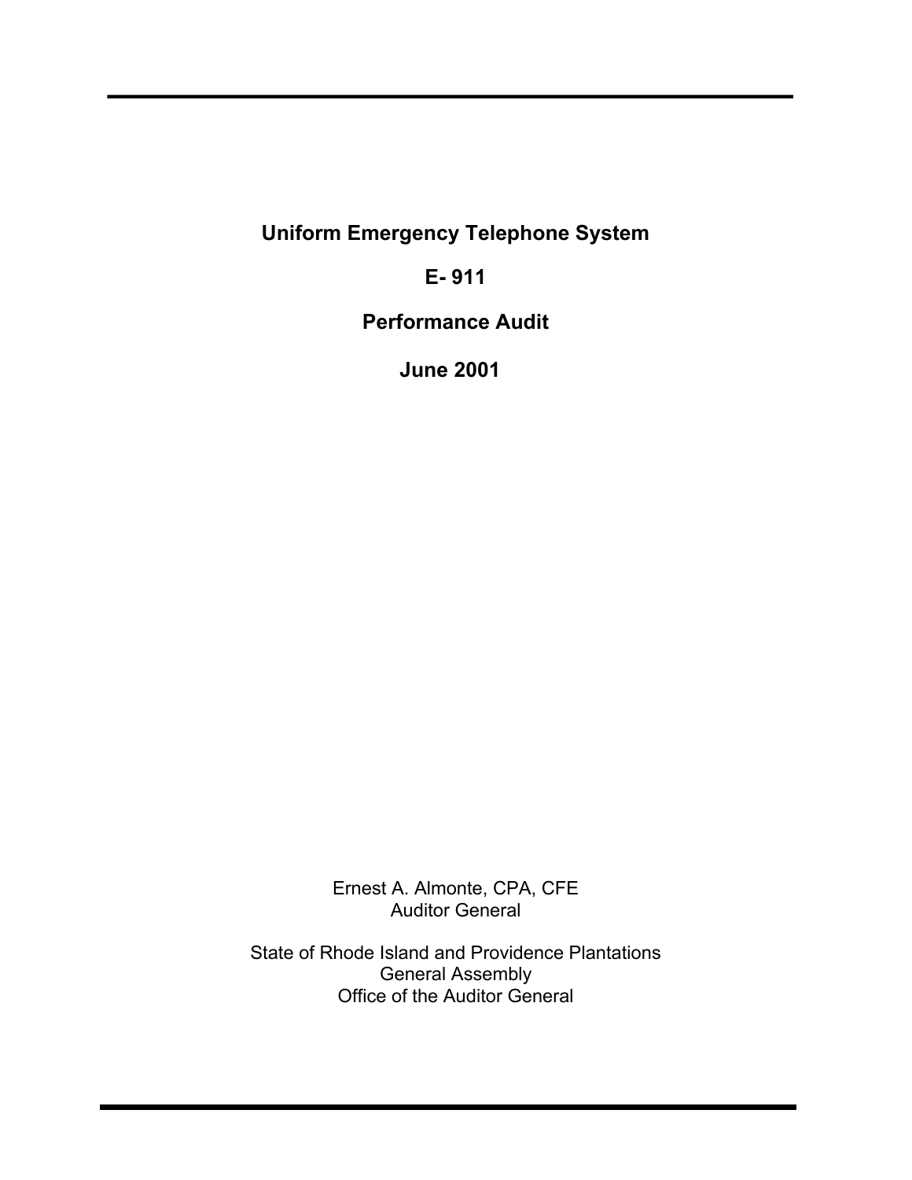# Uniform Emergency Telephone System

# E- 911

# Performance Audit

# June 2001

Ernest A. Almonte, CPA, CFE
Auditor General

State of Rhode Island and Providence Plantations
General Assembly
Office of the Auditor General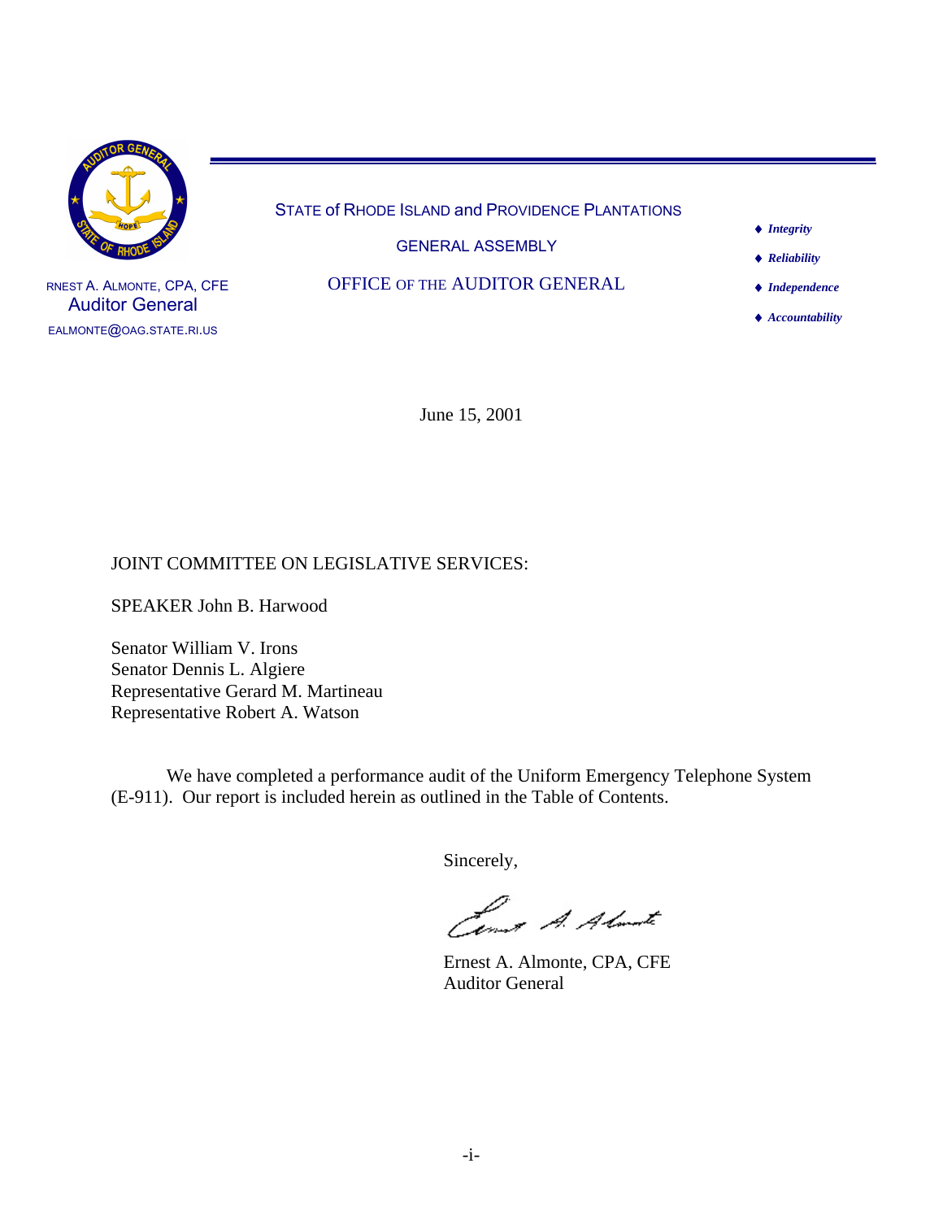RNEST A. ALMONTE, CPA, CFE
Auditor General
EALMONTE@OAG.STATE.RI.US

STATE of RHODE ISLAND and PROVIDENCE PLANTATIONS

GENERAL ASSEMBLY

OFFICE OF THE AUDITOR GENERAL

- *Integrity*
- *Reliability*
- *Independence*
- *Accountability*

June 15, 2001

JOINT COMMITTEE ON LEGISLATIVE SERVICES:

SPEAKER John B. Harwood

Senator William V. Irons
Senator Dennis L. Algiere
Representative Gerard M. Martineau
Representative Robert A. Watson

We have completed a performance audit of the Uniform Emergency Telephone System (E-911). Our report is included herein as outlined in the Table of Contents.

Sincerely,

Ernest A. Almonte, CPA, CFE
Auditor General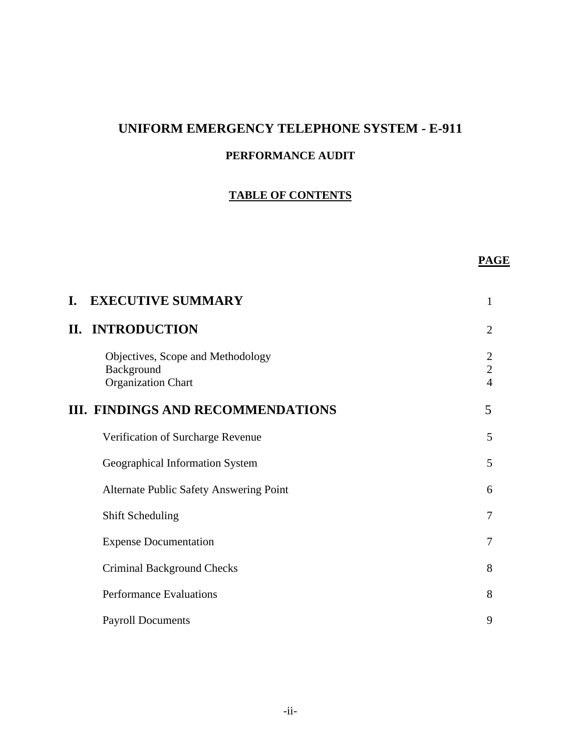# UNIFORM EMERGENCY TELEPHONE SYSTEM - E-911

## PERFORMANCE AUDIT

### TABLE OF CONTENTS

| | PAGE |
|---|---|
| **I. EXECUTIVE SUMMARY** | 1 |
| **II. INTRODUCTION** | 2 |
| Objectives, Scope and Methodology | 2 |
| Background | 2 |
| Organization Chart | 4 |
| **III. FINDINGS AND RECOMMENDATIONS** | 5 |
| Verification of Surcharge Revenue | 5 |
| Geographical Information System | 5 |
| Alternate Public Safety Answering Point | 6 |
| Shift Scheduling | 7 |
| Expense Documentation | 7 |
| Criminal Background Checks | 8 |
| Performance Evaluations | 8 |
| Payroll Documents | 9 |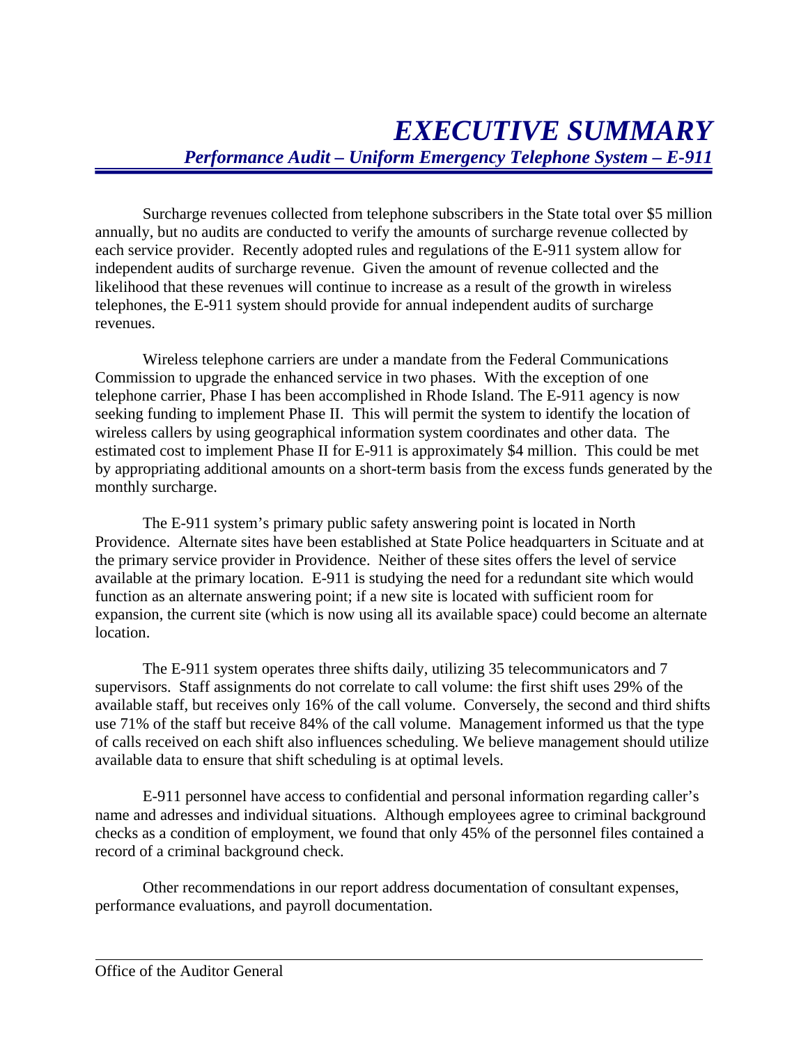# *EXECUTIVE SUMMARY*

## *Performance Audit – Uniform Emergency Telephone System – E-911*

Surcharge revenues collected from telephone subscribers in the State total over $5 million annually, but no audits are conducted to verify the amounts of surcharge revenue collected by each service provider. Recently adopted rules and regulations of the E-911 system allow for independent audits of surcharge revenue. Given the amount of revenue collected and the likelihood that these revenues will continue to increase as a result of the growth in wireless telephones, the E-911 system should provide for annual independent audits of surcharge revenues.

Wireless telephone carriers are under a mandate from the Federal Communications Commission to upgrade the enhanced service in two phases. With the exception of one telephone carrier, Phase I has been accomplished in Rhode Island. The E-911 agency is now seeking funding to implement Phase II. This will permit the system to identify the location of wireless callers by using geographical information system coordinates and other data. The estimated cost to implement Phase II for E-911 is approximately $4 million. This could be met by appropriating additional amounts on a short-term basis from the excess funds generated by the monthly surcharge.

The E-911 system's primary public safety answering point is located in North Providence. Alternate sites have been established at State Police headquarters in Scituate and at the primary service provider in Providence. Neither of these sites offers the level of service available at the primary location. E-911 is studying the need for a redundant site which would function as an alternate answering point; if a new site is located with sufficient room for expansion, the current site (which is now using all its available space) could become an alternate location.

The E-911 system operates three shifts daily, utilizing 35 telecommunicators and 7 supervisors. Staff assignments do not correlate to call volume: the first shift uses 29% of the available staff, but receives only 16% of the call volume. Conversely, the second and third shifts use 71% of the staff but receive 84% of the call volume. Management informed us that the type of calls received on each shift also influences scheduling. We believe management should utilize available data to ensure that shift scheduling is at optimal levels.

E-911 personnel have access to confidential and personal information regarding caller's name and adresses and individual situations. Although employees agree to criminal background checks as a condition of employment, we found that only 45% of the personnel files contained a record of a criminal background check.

Other recommendations in our report address documentation of consultant expenses, performance evaluations, and payroll documentation.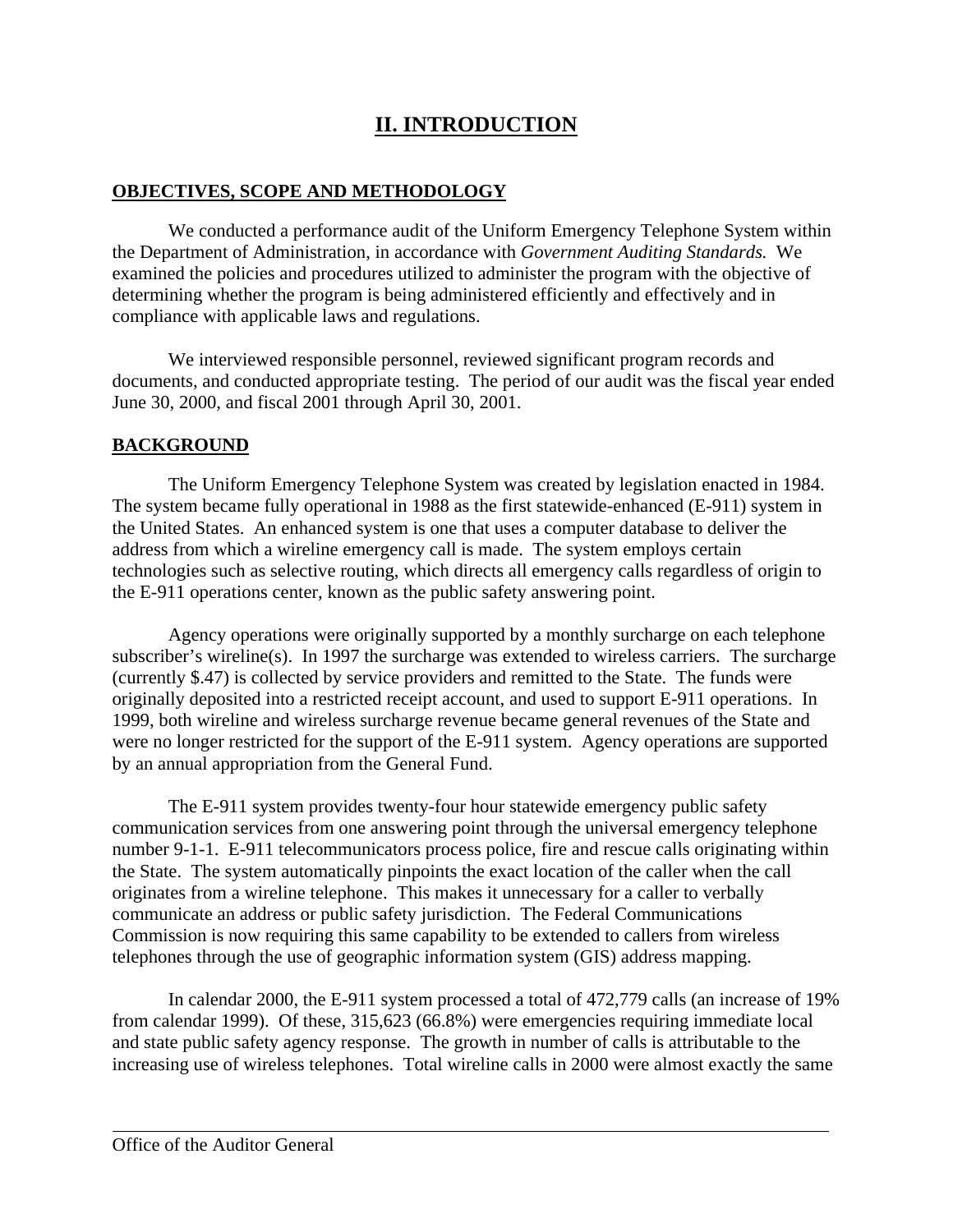# II. INTRODUCTION

## OBJECTIVES, SCOPE AND METHODOLOGY

We conducted a performance audit of the Uniform Emergency Telephone System within the Department of Administration, in accordance with *Government Auditing Standards.* We examined the policies and procedures utilized to administer the program with the objective of determining whether the program is being administered efficiently and effectively and in compliance with applicable laws and regulations.

We interviewed responsible personnel, reviewed significant program records and documents, and conducted appropriate testing. The period of our audit was the fiscal year ended June 30, 2000, and fiscal 2001 through April 30, 2001.

## BACKGROUND

The Uniform Emergency Telephone System was created by legislation enacted in 1984. The system became fully operational in 1988 as the first statewide-enhanced (E-911) system in the United States. An enhanced system is one that uses a computer database to deliver the address from which a wireline emergency call is made. The system employs certain technologies such as selective routing, which directs all emergency calls regardless of origin to the E-911 operations center, known as the public safety answering point.

Agency operations were originally supported by a monthly surcharge on each telephone subscriber's wireline(s). In 1997 the surcharge was extended to wireless carriers. The surcharge (currently $.47) is collected by service providers and remitted to the State. The funds were originally deposited into a restricted receipt account, and used to support E-911 operations. In 1999, both wireline and wireless surcharge revenue became general revenues of the State and were no longer restricted for the support of the E-911 system. Agency operations are supported by an annual appropriation from the General Fund.

The E-911 system provides twenty-four hour statewide emergency public safety communication services from one answering point through the universal emergency telephone number 9-1-1. E-911 telecommunicators process police, fire and rescue calls originating within the State. The system automatically pinpoints the exact location of the caller when the call originates from a wireline telephone. This makes it unnecessary for a caller to verbally communicate an address or public safety jurisdiction. The Federal Communications Commission is now requiring this same capability to be extended to callers from wireless telephones through the use of geographic information system (GIS) address mapping.

In calendar 2000, the E-911 system processed a total of 472,779 calls (an increase of 19% from calendar 1999). Of these, 315,623 (66.8%) were emergencies requiring immediate local and state public safety agency response. The growth in number of calls is attributable to the increasing use of wireless telephones. Total wireline calls in 2000 were almost exactly the same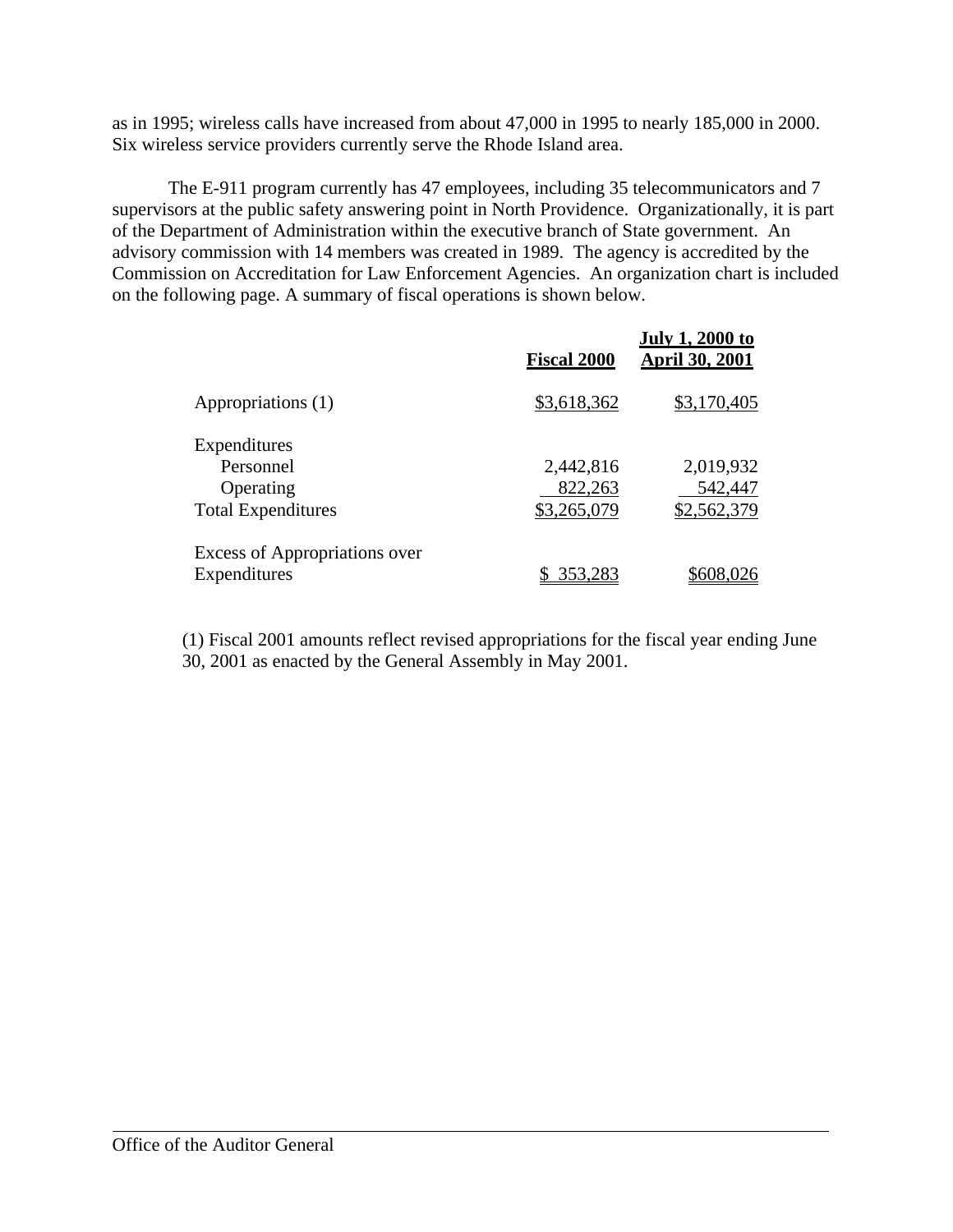as in 1995; wireless calls have increased from about 47,000 in 1995 to nearly 185,000 in 2000. Six wireless service providers currently serve the Rhode Island area.

The E-911 program currently has 47 employees, including 35 telecommunicators and 7 supervisors at the public safety answering point in North Providence. Organizationally, it is part of the Department of Administration within the executive branch of State government. An advisory commission with 14 members was created in 1989. The agency is accredited by the Commission on Accreditation for Law Enforcement Agencies. An organization chart is included on the following page. A summary of fiscal operations is shown below.

| | **Fiscal 2000** | **July 1, 2000 to April 30, 2001** |
|---|---|---|
| Appropriations (1) | $3,618,362 | $3,170,405 |
| Expenditures | | |
| Personnel | 2,442,816 | 2,019,932 |
| Operating | 822,263 | 542,447 |
| Total Expenditures | $3,265,079 | $2,562,379 |
| Excess of Appropriations over Expenditures | $ 353,283 | $608,026 |

(1) Fiscal 2001 amounts reflect revised appropriations for the fiscal year ending June 30, 2001 as enacted by the General Assembly in May 2001.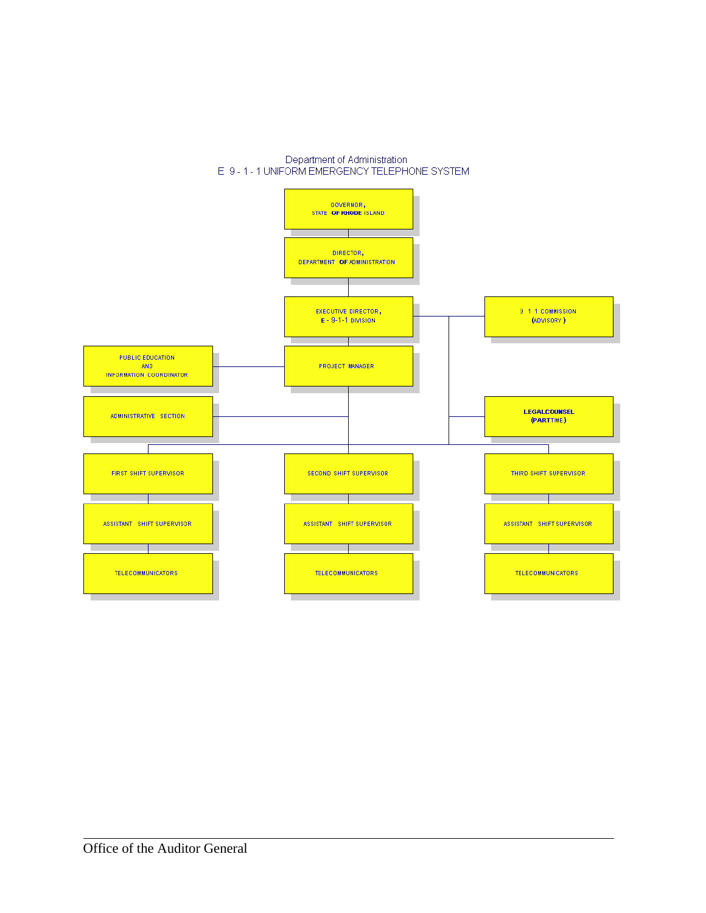Department of Administration
E 9-1-1 UNIFORM EMERGENCY TELEPHONE SYSTEM

- GOVERNOR, STATE OF RHODE ISLAND
  - DIRECTOR, DEPARTMENT OF ADMINISTRATION
    - EXECUTIVE DIRECTOR, E-9-1-1 DIVISION
      - 9 1 1 COMMISSION (ADVISORY)
      - LEGAL COUNSEL (PART TIME)
      - PROJECT MANAGER
        - PUBLIC EDUCATION AND INFORMATION COORDINATOR
        - ADMINISTRATIVE SECTION
        - FIRST SHIFT SUPERVISOR
          - ASSISTANT SHIFT SUPERVISOR
            - TELECOMMUNICATORS
        - SECOND SHIFT SUPERVISOR
          - ASSISTANT SHIFT SUPERVISOR
            - TELECOMMUNICATORS
        - THIRD SHIFT SUPERVISOR
          - ASSISTANT SHIFT SUPERVISOR
            - TELECOMMUNICATORS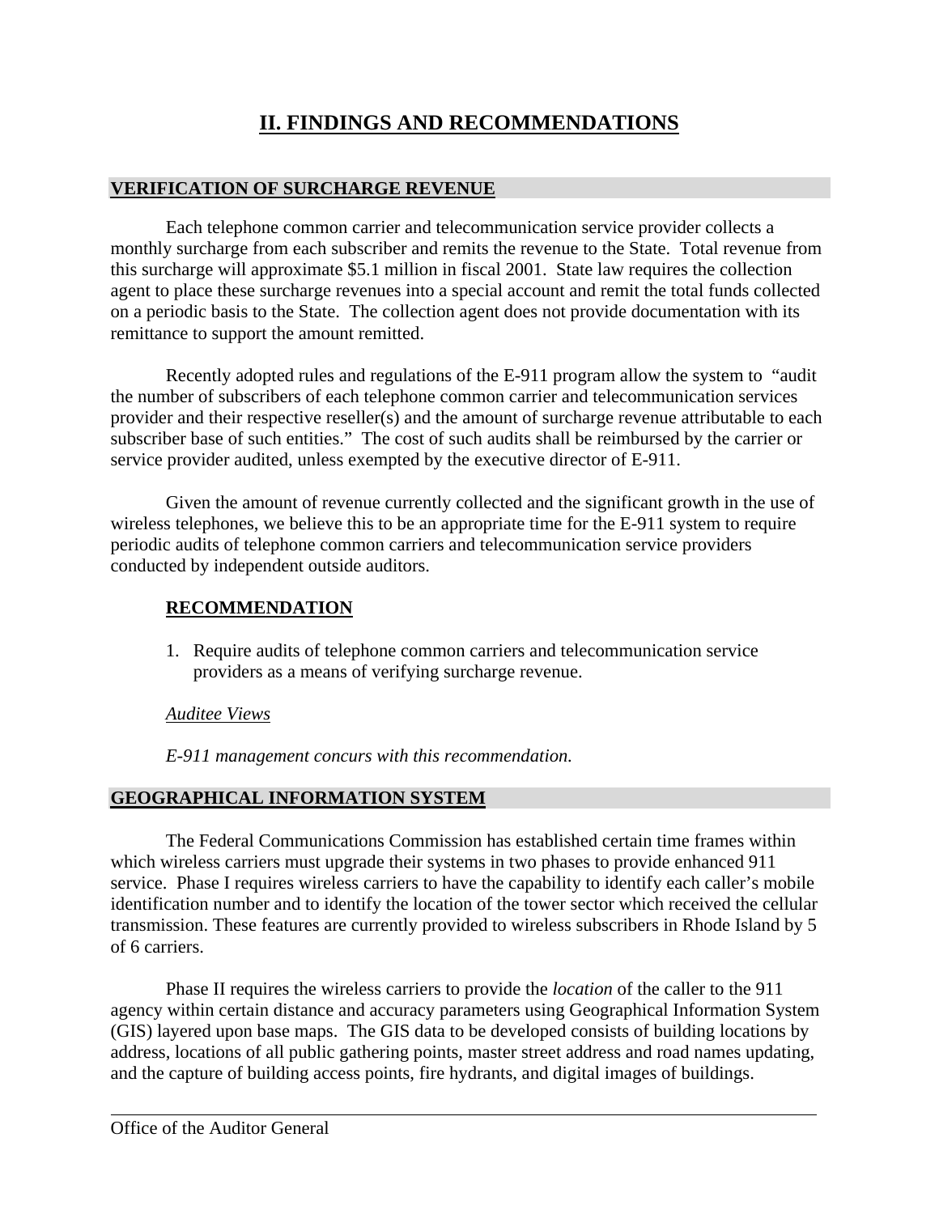# II. FINDINGS AND RECOMMENDATIONS

## VERIFICATION OF SURCHARGE REVENUE

Each telephone common carrier and telecommunication service provider collects a monthly surcharge from each subscriber and remits the revenue to the State. Total revenue from this surcharge will approximate $5.1 million in fiscal 2001. State law requires the collection agent to place these surcharge revenues into a special account and remit the total funds collected on a periodic basis to the State. The collection agent does not provide documentation with its remittance to support the amount remitted.

Recently adopted rules and regulations of the E-911 program allow the system to "audit the number of subscribers of each telephone common carrier and telecommunication services provider and their respective reseller(s) and the amount of surcharge revenue attributable to each subscriber base of such entities." The cost of such audits shall be reimbursed by the carrier or service provider audited, unless exempted by the executive director of E-911.

Given the amount of revenue currently collected and the significant growth in the use of wireless telephones, we believe this to be an appropriate time for the E-911 system to require periodic audits of telephone common carriers and telecommunication service providers conducted by independent outside auditors.

### RECOMMENDATION

1. Require audits of telephone common carriers and telecommunication service providers as a means of verifying surcharge revenue.

*Auditee Views*

*E-911 management concurs with this recommendation.*

## GEOGRAPHICAL INFORMATION SYSTEM

The Federal Communications Commission has established certain time frames within which wireless carriers must upgrade their systems in two phases to provide enhanced 911 service. Phase I requires wireless carriers to have the capability to identify each caller's mobile identification number and to identify the location of the tower sector which received the cellular transmission. These features are currently provided to wireless subscribers in Rhode Island by 5 of 6 carriers.

Phase II requires the wireless carriers to provide the *location* of the caller to the 911 agency within certain distance and accuracy parameters using Geographical Information System (GIS) layered upon base maps. The GIS data to be developed consists of building locations by address, locations of all public gathering points, master street address and road names updating, and the capture of building access points, fire hydrants, and digital images of buildings.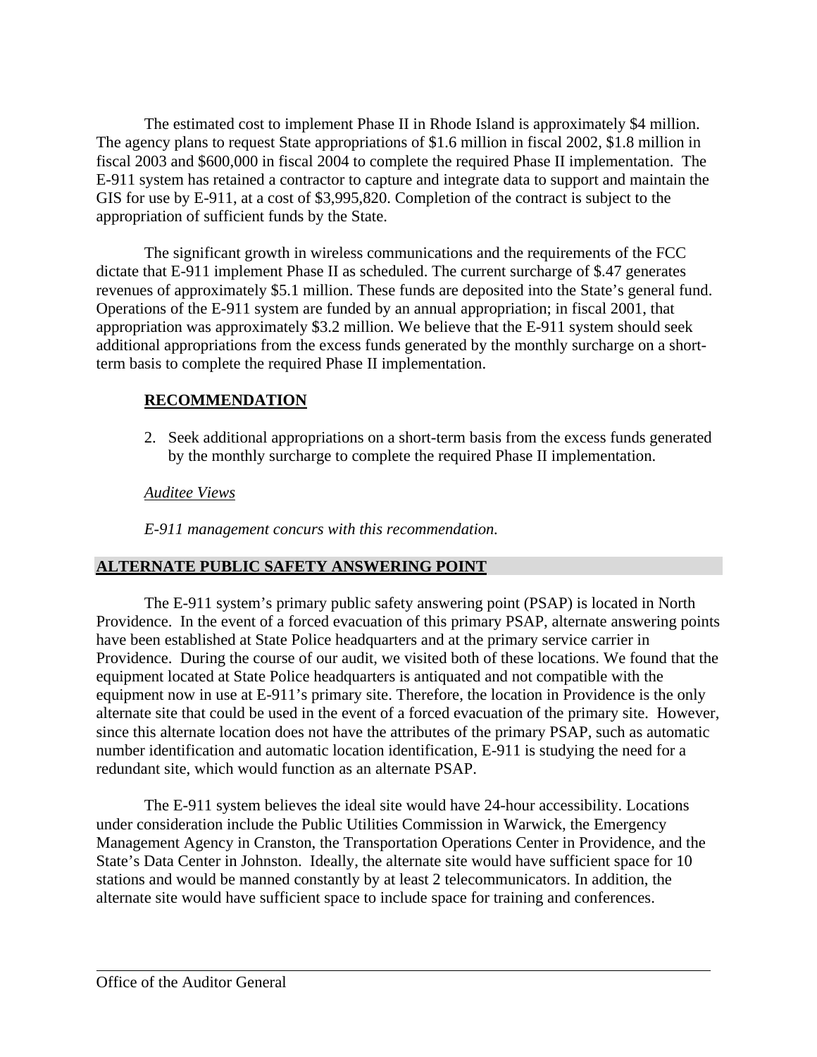The estimated cost to implement Phase II in Rhode Island is approximately $4 million. The agency plans to request State appropriations of $1.6 million in fiscal 2002, $1.8 million in fiscal 2003 and $600,000 in fiscal 2004 to complete the required Phase II implementation. The E-911 system has retained a contractor to capture and integrate data to support and maintain the GIS for use by E-911, at a cost of $3,995,820. Completion of the contract is subject to the appropriation of sufficient funds by the State.

The significant growth in wireless communications and the requirements of the FCC dictate that E-911 implement Phase II as scheduled. The current surcharge of $.47 generates revenues of approximately $5.1 million. These funds are deposited into the State's general fund. Operations of the E-911 system are funded by an annual appropriation; in fiscal 2001, that appropriation was approximately $3.2 million. We believe that the E-911 system should seek additional appropriations from the excess funds generated by the monthly surcharge on a short-term basis to complete the required Phase II implementation.

**RECOMMENDATION**

2. Seek additional appropriations on a short-term basis from the excess funds generated by the monthly surcharge to complete the required Phase II implementation.

*Auditee Views*

*E-911 management concurs with this recommendation.*

## ALTERNATE PUBLIC SAFETY ANSWERING POINT

The E-911 system's primary public safety answering point (PSAP) is located in North Providence. In the event of a forced evacuation of this primary PSAP, alternate answering points have been established at State Police headquarters and at the primary service carrier in Providence. During the course of our audit, we visited both of these locations. We found that the equipment located at State Police headquarters is antiquated and not compatible with the equipment now in use at E-911's primary site. Therefore, the location in Providence is the only alternate site that could be used in the event of a forced evacuation of the primary site. However, since this alternate location does not have the attributes of the primary PSAP, such as automatic number identification and automatic location identification, E-911 is studying the need for a redundant site, which would function as an alternate PSAP.

The E-911 system believes the ideal site would have 24-hour accessibility. Locations under consideration include the Public Utilities Commission in Warwick, the Emergency Management Agency in Cranston, the Transportation Operations Center in Providence, and the State's Data Center in Johnston. Ideally, the alternate site would have sufficient space for 10 stations and would be manned constantly by at least 2 telecommunicators. In addition, the alternate site would have sufficient space to include space for training and conferences.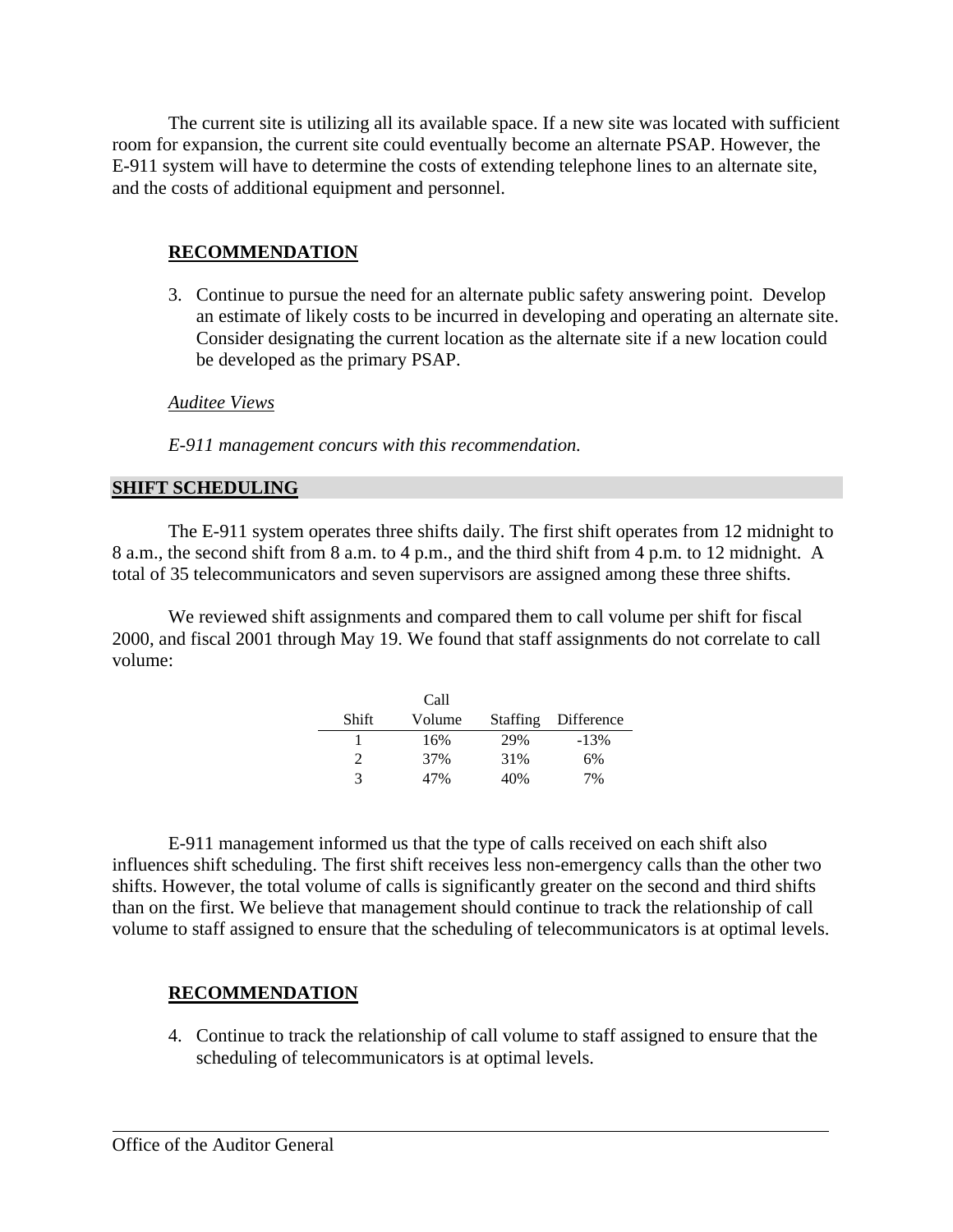The current site is utilizing all its available space. If a new site was located with sufficient room for expansion, the current site could eventually become an alternate PSAP. However, the E-911 system will have to determine the costs of extending telephone lines to an alternate site, and the costs of additional equipment and personnel.

**RECOMMENDATION**

3. Continue to pursue the need for an alternate public safety answering point. Develop an estimate of likely costs to be incurred in developing and operating an alternate site. Consider designating the current location as the alternate site if a new location could be developed as the primary PSAP.

*Auditee Views*

*E-911 management concurs with this recommendation.*

## SHIFT SCHEDULING

The E-911 system operates three shifts daily. The first shift operates from 12 midnight to 8 a.m., the second shift from 8 a.m. to 4 p.m., and the third shift from 4 p.m. to 12 midnight. A total of 35 telecommunicators and seven supervisors are assigned among these three shifts.

We reviewed shift assignments and compared them to call volume per shift for fiscal 2000, and fiscal 2001 through May 19. We found that staff assignments do not correlate to call volume:

| Shift | Call Volume | Staffing | Difference |
|---|---|---|---|
| 1 | 16% | 29% | -13% |
| 2 | 37% | 31% | 6% |
| 3 | 47% | 40% | 7% |

E-911 management informed us that the type of calls received on each shift also influences shift scheduling. The first shift receives less non-emergency calls than the other two shifts. However, the total volume of calls is significantly greater on the second and third shifts than on the first. We believe that management should continue to track the relationship of call volume to staff assigned to ensure that the scheduling of telecommunicators is at optimal levels.

**RECOMMENDATION**

4. Continue to track the relationship of call volume to staff assigned to ensure that the scheduling of telecommunicators is at optimal levels.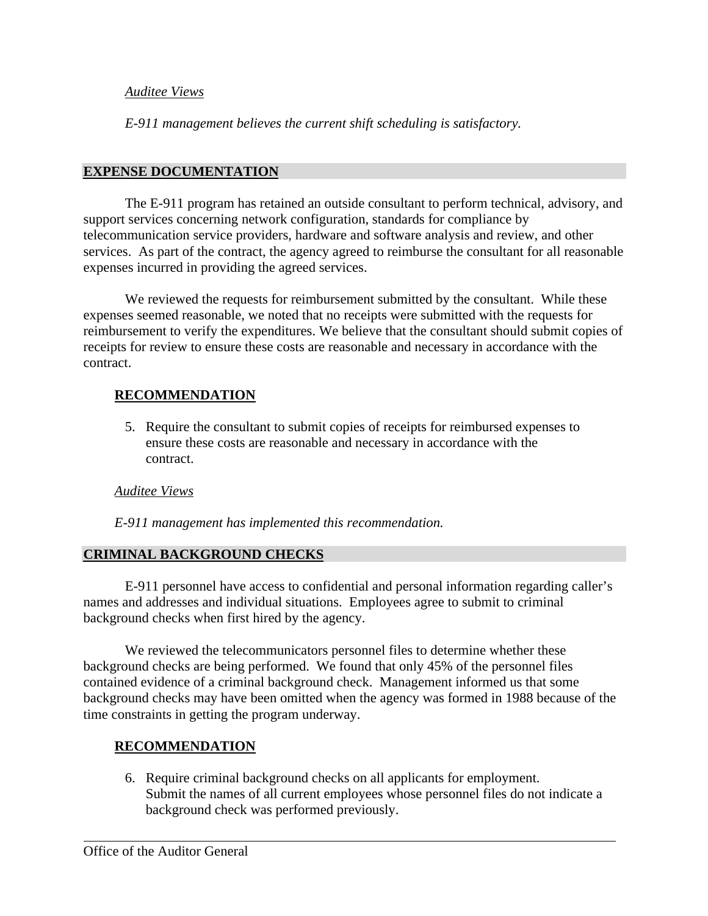*Auditee Views*

*E-911 management believes the current shift scheduling is satisfactory.*

## EXPENSE DOCUMENTATION

The E-911 program has retained an outside consultant to perform technical, advisory, and support services concerning network configuration, standards for compliance by telecommunication service providers, hardware and software analysis and review, and other services. As part of the contract, the agency agreed to reimburse the consultant for all reasonable expenses incurred in providing the agreed services.

We reviewed the requests for reimbursement submitted by the consultant. While these expenses seemed reasonable, we noted that no receipts were submitted with the requests for reimbursement to verify the expenditures. We believe that the consultant should submit copies of receipts for review to ensure these costs are reasonable and necessary in accordance with the contract.

### RECOMMENDATION

5. Require the consultant to submit copies of receipts for reimbursed expenses to ensure these costs are reasonable and necessary in accordance with the contract.

*Auditee Views*

*E-911 management has implemented this recommendation.*

## CRIMINAL BACKGROUND CHECKS

E-911 personnel have access to confidential and personal information regarding caller's names and addresses and individual situations. Employees agree to submit to criminal background checks when first hired by the agency.

We reviewed the telecommunicators personnel files to determine whether these background checks are being performed. We found that only 45% of the personnel files contained evidence of a criminal background check. Management informed us that some background checks may have been omitted when the agency was formed in 1988 because of the time constraints in getting the program underway.

### RECOMMENDATION

6. Require criminal background checks on all applicants for employment. Submit the names of all current employees whose personnel files do not indicate a background check was performed previously.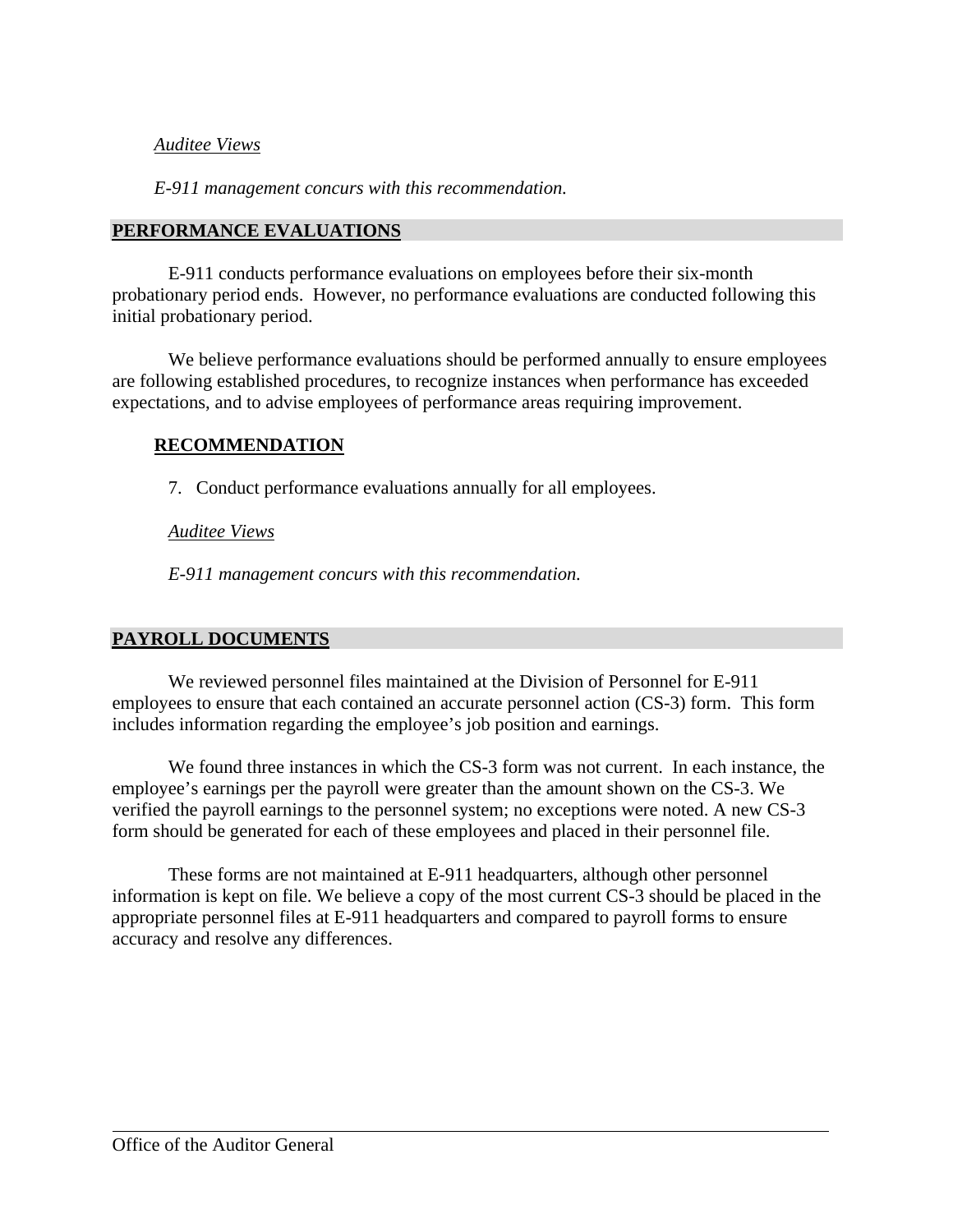*Auditee Views*

*E-911 management concurs with this recommendation.*

## PERFORMANCE EVALUATIONS

E-911 conducts performance evaluations on employees before their six-month probationary period ends. However, no performance evaluations are conducted following this initial probationary period.

We believe performance evaluations should be performed annually to ensure employees are following established procedures, to recognize instances when performance has exceeded expectations, and to advise employees of performance areas requiring improvement.

### RECOMMENDATION

7. Conduct performance evaluations annually for all employees.

*Auditee Views*

*E-911 management concurs with this recommendation.*

## PAYROLL DOCUMENTS

We reviewed personnel files maintained at the Division of Personnel for E-911 employees to ensure that each contained an accurate personnel action (CS-3) form. This form includes information regarding the employee's job position and earnings.

We found three instances in which the CS-3 form was not current. In each instance, the employee's earnings per the payroll were greater than the amount shown on the CS-3. We verified the payroll earnings to the personnel system; no exceptions were noted. A new CS-3 form should be generated for each of these employees and placed in their personnel file.

These forms are not maintained at E-911 headquarters, although other personnel information is kept on file. We believe a copy of the most current CS-3 should be placed in the appropriate personnel files at E-911 headquarters and compared to payroll forms to ensure accuracy and resolve any differences.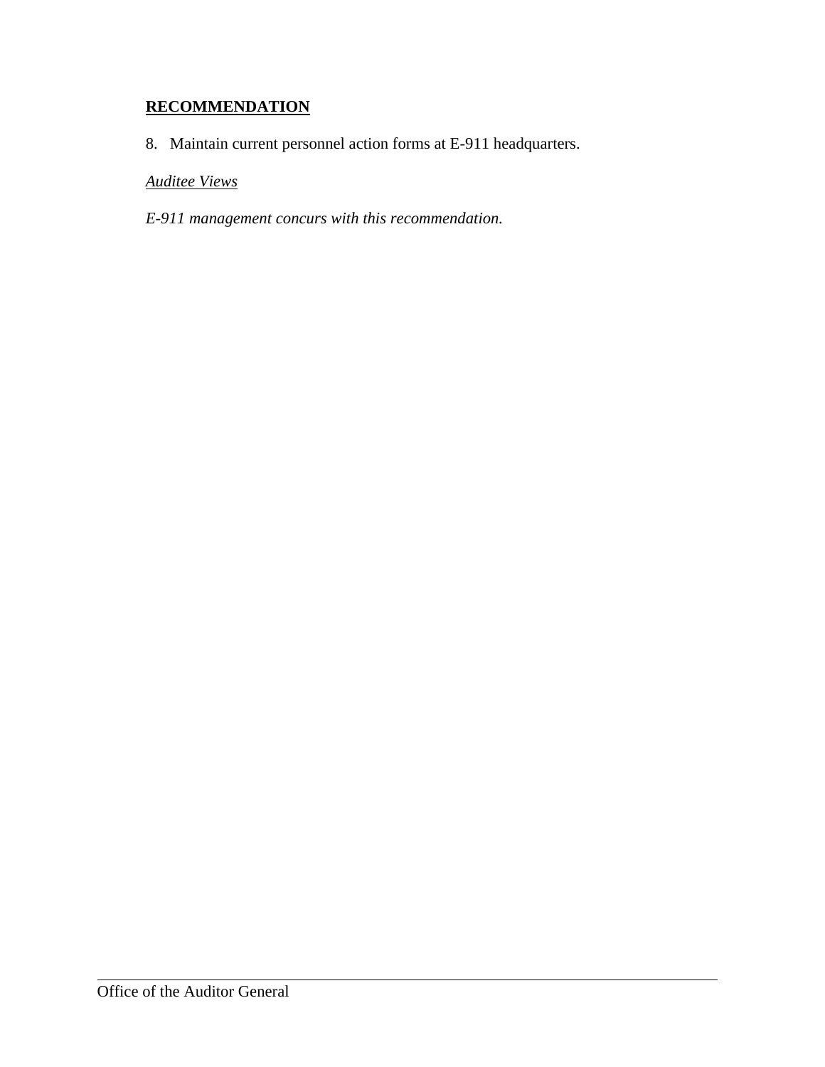**RECOMMENDATION**

8. Maintain current personnel action forms at E-911 headquarters.

*Auditee Views*

*E-911 management concurs with this recommendation.*